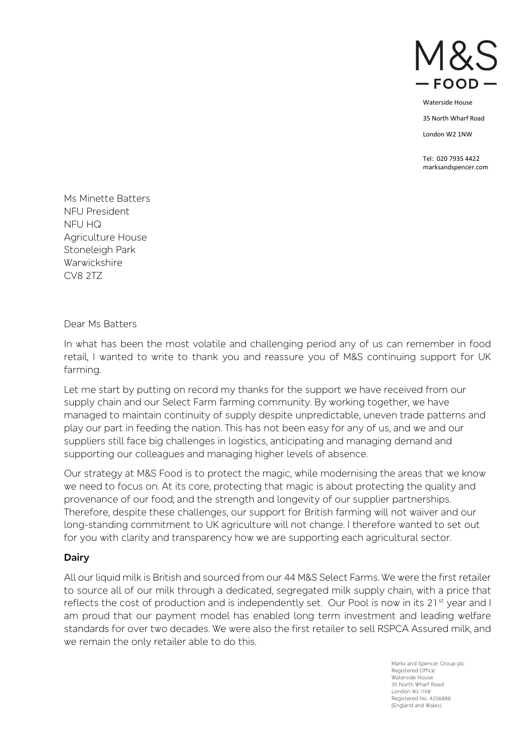M&S
— FOOD —

Waterside House

35 North Wharf Road

London W2 1NW

Tel: 020 7935 4422
marksandspencer.com

Ms Minette Batters
NFU President
NFU HQ
Agriculture House
Stoneleigh Park
Warwickshire
CV8 2TZ

Dear Ms Batters

In what has been the most volatile and challenging period any of us can remember in food retail, I wanted to write to thank you and reassure you of M&S continuing support for UK farming.

Let me start by putting on record my thanks for the support we have received from our supply chain and our Select Farm farming community. By working together, we have managed to maintain continuity of supply despite unpredictable, uneven trade patterns and play our part in feeding the nation. This has not been easy for any of us, and we and our suppliers still face big challenges in logistics, anticipating and managing demand and supporting our colleagues and managing higher levels of absence.

Our strategy at M&S Food is to protect the magic, while modernising the areas that we know we need to focus on. At its core, protecting that magic is about protecting the quality and provenance of our food; and the strength and longevity of our supplier partnerships. Therefore, despite these challenges, our support for British farming will not waiver and our long-standing commitment to UK agriculture will not change. I therefore wanted to set out for you with clarity and transparency how we are supporting each agricultural sector.

**Dairy**

All our liquid milk is British and sourced from our 44 M&S Select Farms. We were the first retailer to source all of our milk through a dedicated, segregated milk supply chain, with a price that reflects the cost of production and is independently set. Our Pool is now in its 21st year and I am proud that our payment model has enabled long term investment and leading welfare standards for over two decades. We were also the first retailer to sell RSPCA Assured milk, and we remain the only retailer able to do this.

Marks and Spencer Group plc
Registered Office:
Waterside House
35 North Wharf Road
London W2 1NW
Registered No. 4256886
(England and Wales)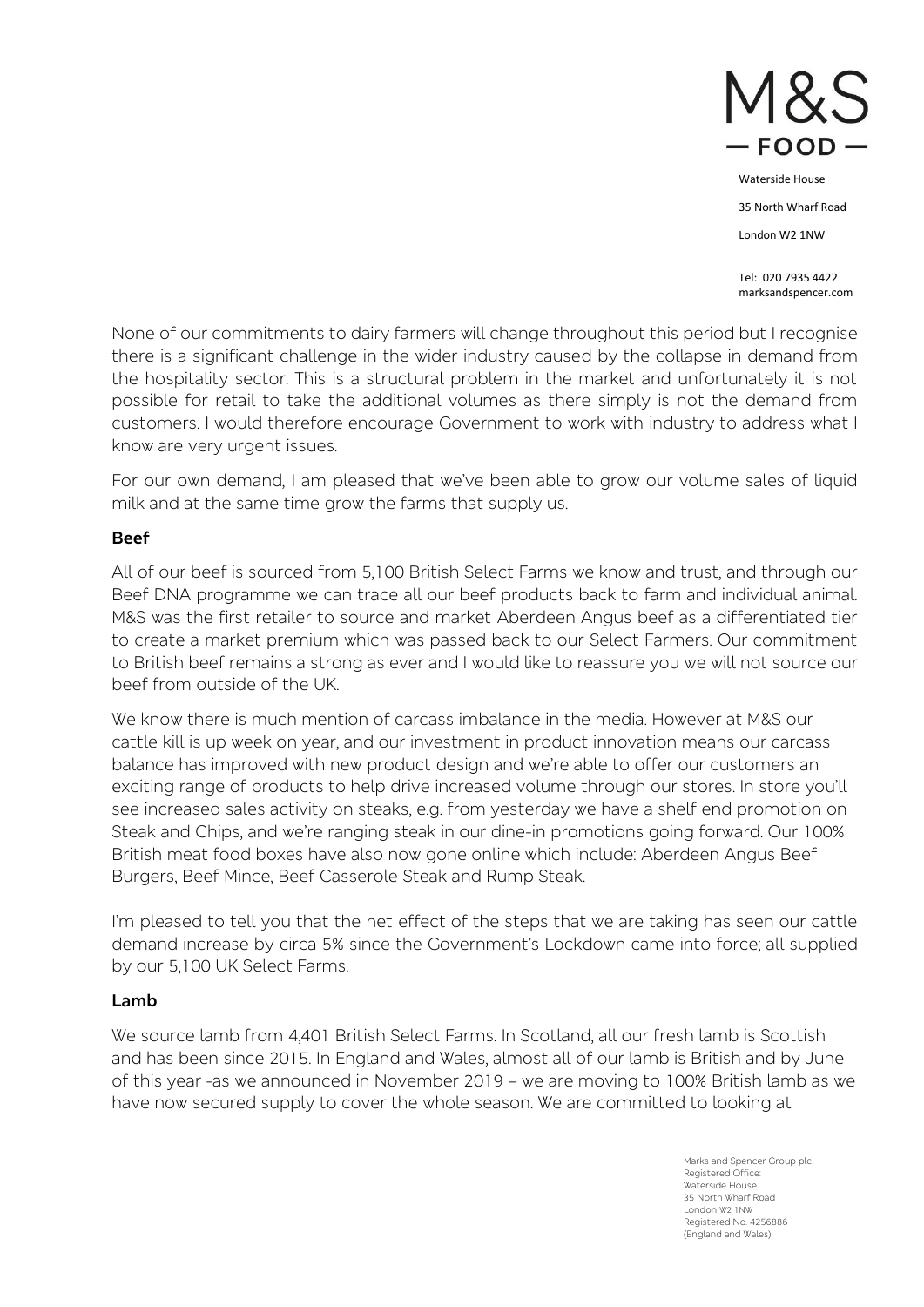None of our commitments to dairy farmers will change throughout this period but I recognise there is a significant challenge in the wider industry caused by the collapse in demand from the hospitality sector. This is a structural problem in the market and unfortunately it is not possible for retail to take the additional volumes as there simply is not the demand from customers. I would therefore encourage Government to work with industry to address what I know are very urgent issues.

For our own demand, I am pleased that we've been able to grow our volume sales of liquid milk and at the same time grow the farms that supply us.

**Beef**

All of our beef is sourced from 5,100 British Select Farms we know and trust, and through our Beef DNA programme we can trace all our beef products back to farm and individual animal. M&S was the first retailer to source and market Aberdeen Angus beef as a differentiated tier to create a market premium which was passed back to our Select Farmers. Our commitment to British beef remains a strong as ever and I would like to reassure you we will not source our beef from outside of the UK.

We know there is much mention of carcass imbalance in the media. However at M&S our cattle kill is up week on year, and our investment in product innovation means our carcass balance has improved with new product design and we're able to offer our customers an exciting range of products to help drive increased volume through our stores. In store you'll see increased sales activity on steaks, e.g. from yesterday we have a shelf end promotion on Steak and Chips, and we're ranging steak in our dine-in promotions going forward. Our 100% British meat food boxes have also now gone online which include: Aberdeen Angus Beef Burgers, Beef Mince, Beef Casserole Steak and Rump Steak.

I'm pleased to tell you that the net effect of the steps that we are taking has seen our cattle demand increase by circa 5% since the Government's Lockdown came into force; all supplied by our 5,100 UK Select Farms.

**Lamb**

We source lamb from 4,401 British Select Farms. In Scotland, all our fresh lamb is Scottish and has been since 2015. In England and Wales, almost all of our lamb is British and by June of this year -as we announced in November 2019 – we are moving to 100% British lamb as we have now secured supply to cover the whole season. We are committed to looking at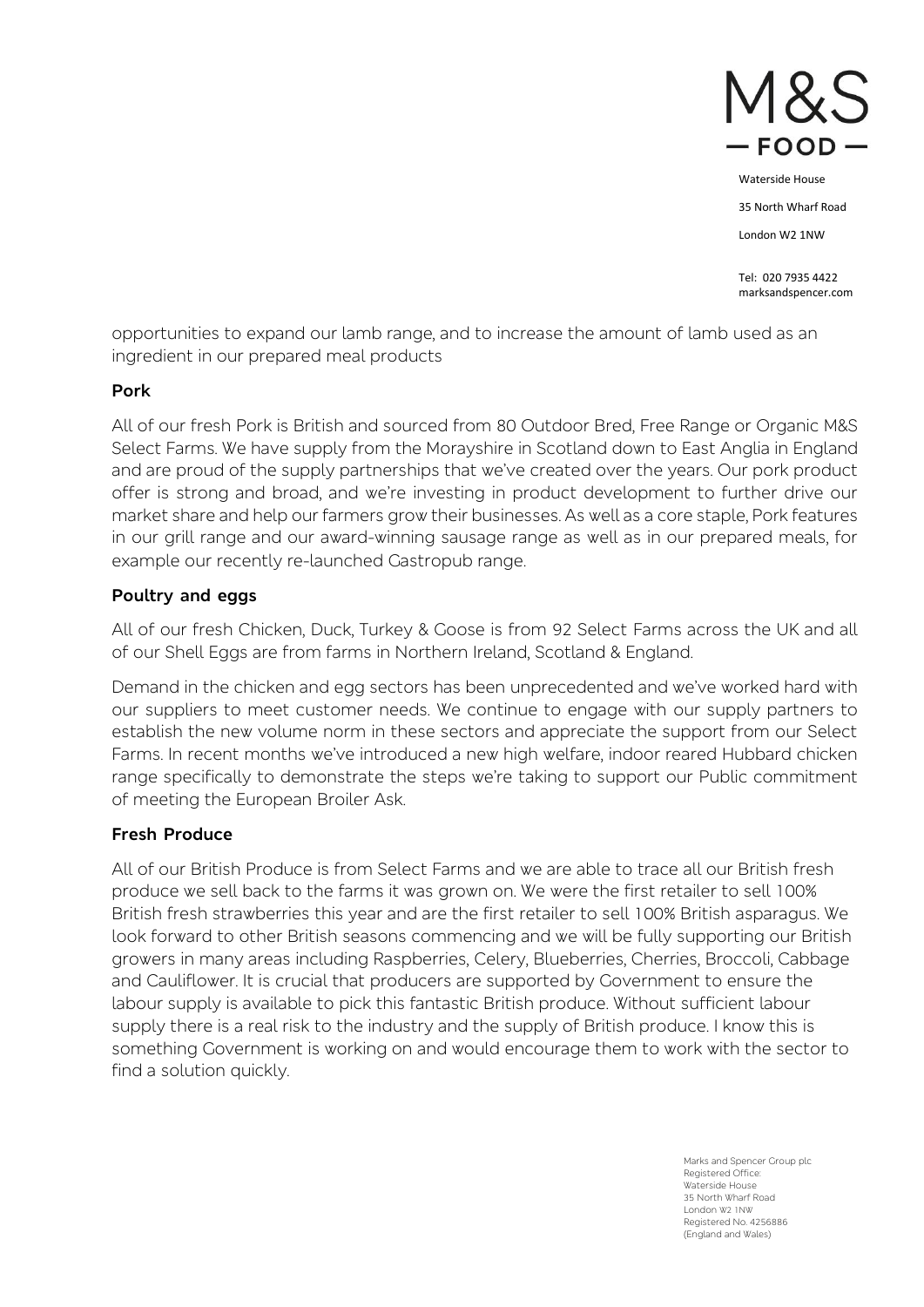opportunities to expand our lamb range, and to increase the amount of lamb used as an ingredient in our prepared meal products

**Pork**

All of our fresh Pork is British and sourced from 80 Outdoor Bred, Free Range or Organic M&S Select Farms. We have supply from the Morayshire in Scotland down to East Anglia in England and are proud of the supply partnerships that we've created over the years. Our pork product offer is strong and broad, and we're investing in product development to further drive our market share and help our farmers grow their businesses. As well as a core staple, Pork features in our grill range and our award-winning sausage range as well as in our prepared meals, for example our recently re-launched Gastropub range.

**Poultry and eggs**

All of our fresh Chicken, Duck, Turkey & Goose is from 92 Select Farms across the UK and all of our Shell Eggs are from farms in Northern Ireland, Scotland & England.

Demand in the chicken and egg sectors has been unprecedented and we've worked hard with our suppliers to meet customer needs. We continue to engage with our supply partners to establish the new volume norm in these sectors and appreciate the support from our Select Farms. In recent months we've introduced a new high welfare, indoor reared Hubbard chicken range specifically to demonstrate the steps we're taking to support our Public commitment of meeting the European Broiler Ask.

**Fresh Produce**

All of our British Produce is from Select Farms and we are able to trace all our British fresh produce we sell back to the farms it was grown on. We were the first retailer to sell 100% British fresh strawberries this year and are the first retailer to sell 100% British asparagus. We look forward to other British seasons commencing and we will be fully supporting our British growers in many areas including Raspberries, Celery, Blueberries, Cherries, Broccoli, Cabbage and Cauliflower. It is crucial that producers are supported by Government to ensure the labour supply is available to pick this fantastic British produce. Without sufficient labour supply there is a real risk to the industry and the supply of British produce. I know this is something Government is working on and would encourage them to work with the sector to find a solution quickly.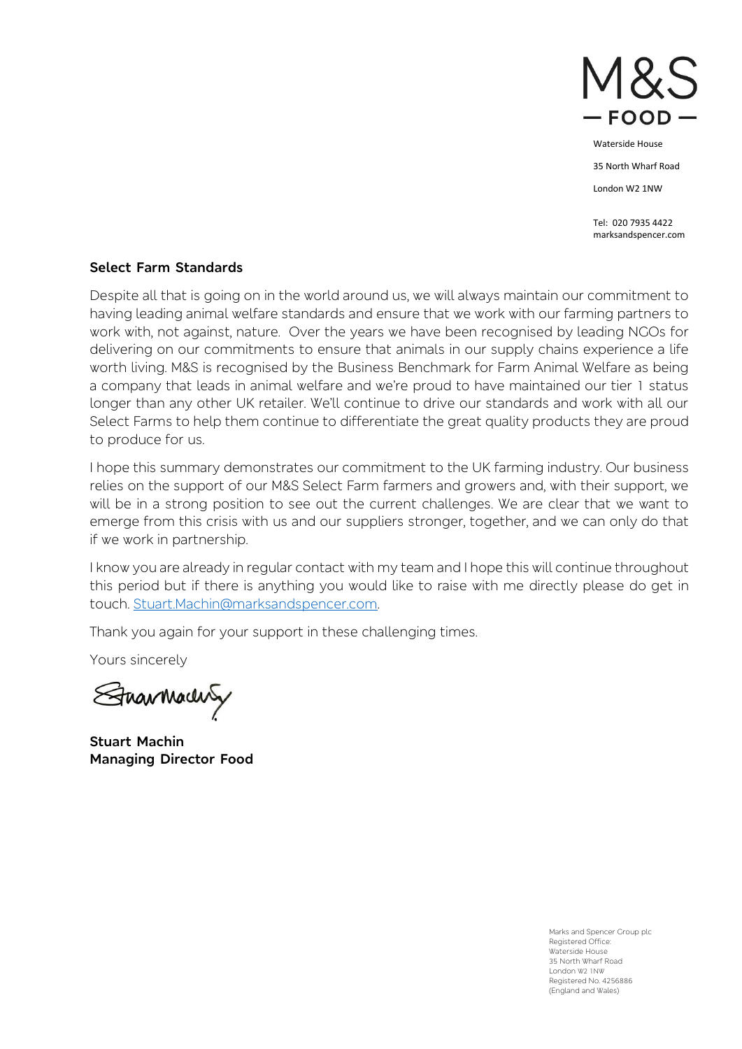M&S
— FOOD —

Waterside House

35 North Wharf Road

London W2 1NW

Tel: 020 7935 4422
marksandspencer.com

**Select Farm Standards**

Despite all that is going on in the world around us, we will always maintain our commitment to having leading animal welfare standards and ensure that we work with our farming partners to work with, not against, nature. Over the years we have been recognised by leading NGOs for delivering on our commitments to ensure that animals in our supply chains experience a life worth living. M&S is recognised by the Business Benchmark for Farm Animal Welfare as being a company that leads in animal welfare and we're proud to have maintained our tier 1 status longer than any other UK retailer. We'll continue to drive our standards and work with all our Select Farms to help them continue to differentiate the great quality products they are proud to produce for us.

I hope this summary demonstrates our commitment to the UK farming industry. Our business relies on the support of our M&S Select Farm farmers and growers and, with their support, we will be in a strong position to see out the current challenges. We are clear that we want to emerge from this crisis with us and our suppliers stronger, together, and we can only do that if we work in partnership.

I know you are already in regular contact with my team and I hope this will continue throughout this period but if there is anything you would like to raise with me directly please do get in touch. Stuart.Machin@marksandspencer.com.

Thank you again for your support in these challenging times.

Yours sincerely

**Stuart Machin**
**Managing Director Food**

Marks and Spencer Group plc
Registered Office:
Waterside House
35 North Wharf Road
London W2 1NW
Registered No. 4256886
(England and Wales)